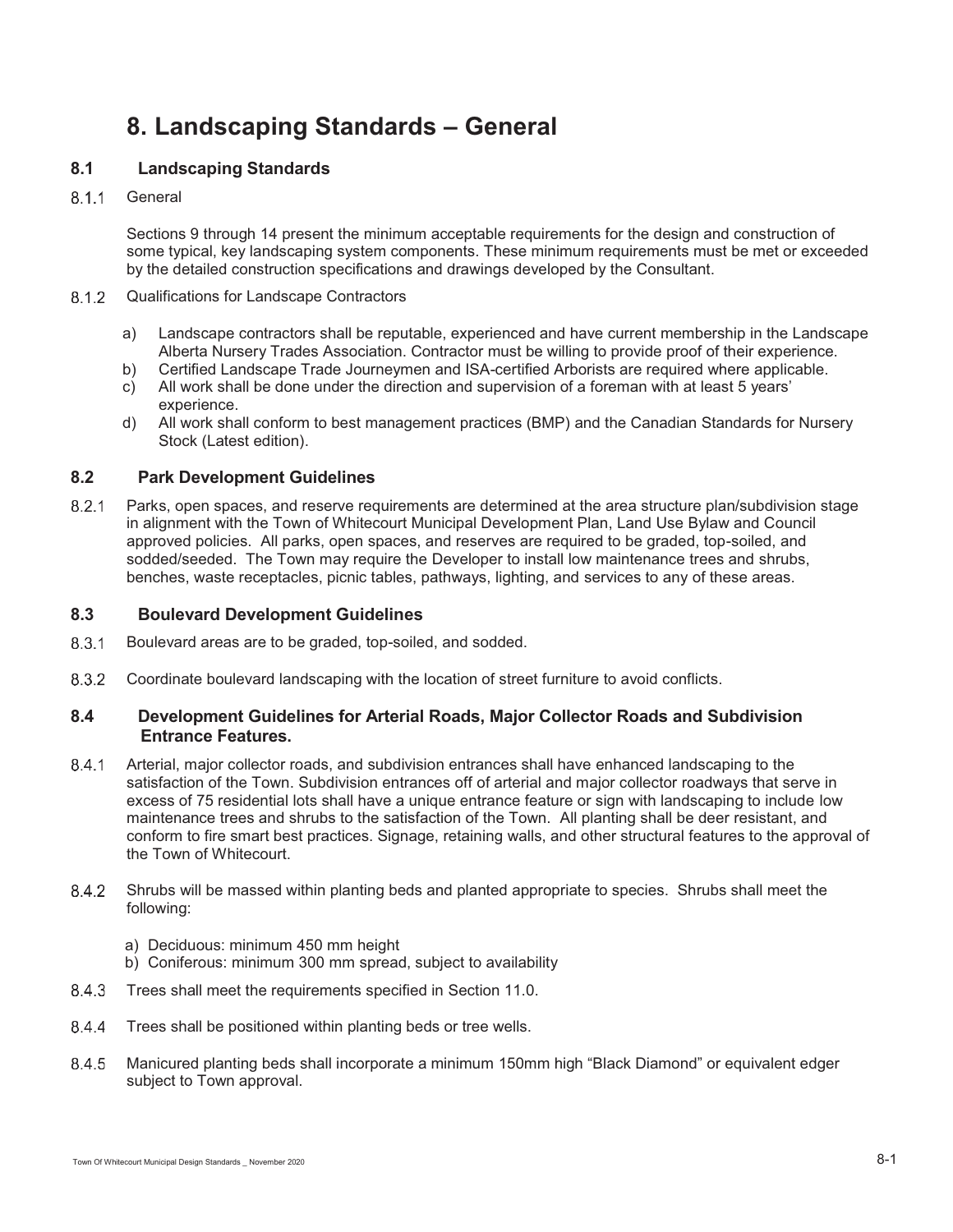# 8. Landscaping Standards – General

## 8.1 Landscaping Standards

8.1.1 General

Sections 9 through 14 present the minimum acceptable requirements for the design and construction of some typical, key landscaping system components. These minimum requirements must be met or exceeded by the detailed construction specifications and drawings developed by the Consultant.

8.1.2 Qualifications for Landscape Contractors

a) Landscape contractors shall be reputable, experienced and have current membership in the Landscape Alberta Nursery Trades Association. Contractor must be willing to provide proof of their experience.
b) Certified Landscape Trade Journeymen and ISA-certified Arborists are required where applicable.
c) All work shall be done under the direction and supervision of a foreman with at least 5 years' experience.
d) All work shall conform to best management practices (BMP) and the Canadian Standards for Nursery Stock (Latest edition).

## 8.2 Park Development Guidelines

8.2.1 Parks, open spaces, and reserve requirements are determined at the area structure plan/subdivision stage in alignment with the Town of Whitecourt Municipal Development Plan, Land Use Bylaw and Council approved policies. All parks, open spaces, and reserves are required to be graded, top-soiled, and sodded/seeded. The Town may require the Developer to install low maintenance trees and shrubs, benches, waste receptacles, picnic tables, pathways, lighting, and services to any of these areas.

## 8.3 Boulevard Development Guidelines

8.3.1 Boulevard areas are to be graded, top-soiled, and sodded.

8.3.2 Coordinate boulevard landscaping with the location of street furniture to avoid conflicts.

## 8.4 Development Guidelines for Arterial Roads, Major Collector Roads and Subdivision Entrance Features.

8.4.1 Arterial, major collector roads, and subdivision entrances shall have enhanced landscaping to the satisfaction of the Town. Subdivision entrances off of arterial and major collector roadways that serve in excess of 75 residential lots shall have a unique entrance feature or sign with landscaping to include low maintenance trees and shrubs to the satisfaction of the Town. All planting shall be deer resistant, and conform to fire smart best practices. Signage, retaining walls, and other structural features to the approval of the Town of Whitecourt.

8.4.2 Shrubs will be massed within planting beds and planted appropriate to species. Shrubs shall meet the following:

a) Deciduous: minimum 450 mm height
b) Coniferous: minimum 300 mm spread, subject to availability

8.4.3 Trees shall meet the requirements specified in Section 11.0.

8.4.4 Trees shall be positioned within planting beds or tree wells.

8.4.5 Manicured planting beds shall incorporate a minimum 150mm high "Black Diamond" or equivalent edger subject to Town approval.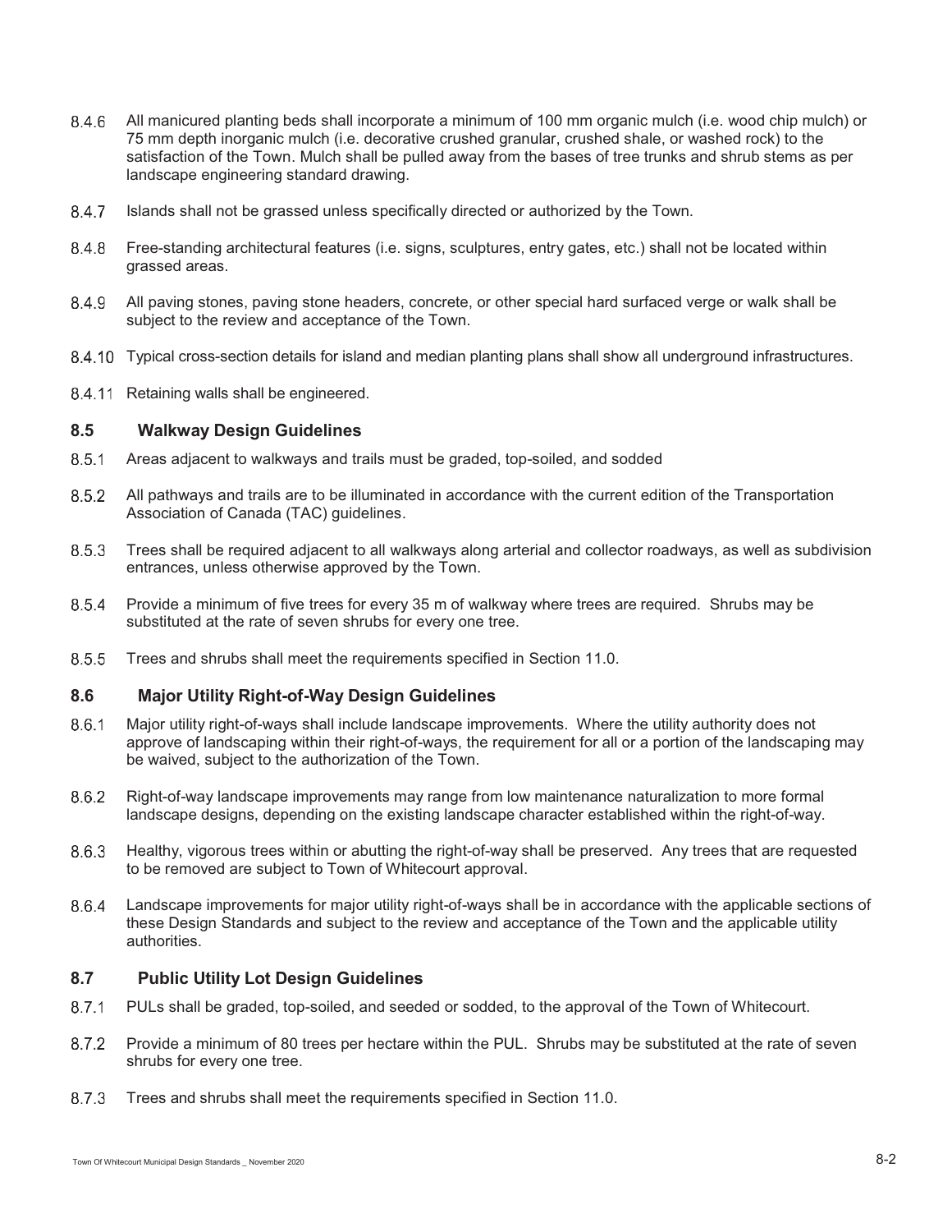8.4.6 All manicured planting beds shall incorporate a minimum of 100 mm organic mulch (i.e. wood chip mulch) or 75 mm depth inorganic mulch (i.e. decorative crushed granular, crushed shale, or washed rock) to the satisfaction of the Town. Mulch shall be pulled away from the bases of tree trunks and shrub stems as per landscape engineering standard drawing.

8.4.7 Islands shall not be grassed unless specifically directed or authorized by the Town.

8.4.8 Free-standing architectural features (i.e. signs, sculptures, entry gates, etc.) shall not be located within grassed areas.

8.4.9 All paving stones, paving stone headers, concrete, or other special hard surfaced verge or walk shall be subject to the review and acceptance of the Town.

8.4.10 Typical cross-section details for island and median planting plans shall show all underground infrastructures.

8.4.11 Retaining walls shall be engineered.

## 8.5 Walkway Design Guidelines

8.5.1 Areas adjacent to walkways and trails must be graded, top-soiled, and sodded

8.5.2 All pathways and trails are to be illuminated in accordance with the current edition of the Transportation Association of Canada (TAC) guidelines.

8.5.3 Trees shall be required adjacent to all walkways along arterial and collector roadways, as well as subdivision entrances, unless otherwise approved by the Town.

8.5.4 Provide a minimum of five trees for every 35 m of walkway where trees are required. Shrubs may be substituted at the rate of seven shrubs for every one tree.

8.5.5 Trees and shrubs shall meet the requirements specified in Section 11.0.

## 8.6 Major Utility Right-of-Way Design Guidelines

8.6.1 Major utility right-of-ways shall include landscape improvements. Where the utility authority does not approve of landscaping within their right-of-ways, the requirement for all or a portion of the landscaping may be waived, subject to the authorization of the Town.

8.6.2 Right-of-way landscape improvements may range from low maintenance naturalization to more formal landscape designs, depending on the existing landscape character established within the right-of-way.

8.6.3 Healthy, vigorous trees within or abutting the right-of-way shall be preserved. Any trees that are requested to be removed are subject to Town of Whitecourt approval.

8.6.4 Landscape improvements for major utility right-of-ways shall be in accordance with the applicable sections of these Design Standards and subject to the review and acceptance of the Town and the applicable utility authorities.

## 8.7 Public Utility Lot Design Guidelines

8.7.1 PULs shall be graded, top-soiled, and seeded or sodded, to the approval of the Town of Whitecourt.

8.7.2 Provide a minimum of 80 trees per hectare within the PUL. Shrubs may be substituted at the rate of seven shrubs for every one tree.

8.7.3 Trees and shrubs shall meet the requirements specified in Section 11.0.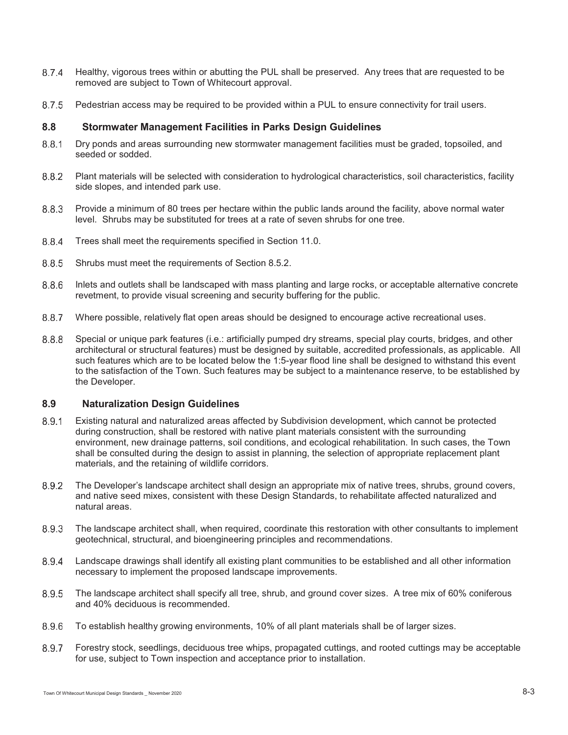8.7.4 Healthy, vigorous trees within or abutting the PUL shall be preserved. Any trees that are requested to be removed are subject to Town of Whitecourt approval.

8.7.5 Pedestrian access may be required to be provided within a PUL to ensure connectivity for trail users.

## 8.8 Stormwater Management Facilities in Parks Design Guidelines

8.8.1 Dry ponds and areas surrounding new stormwater management facilities must be graded, topsoiled, and seeded or sodded.

8.8.2 Plant materials will be selected with consideration to hydrological characteristics, soil characteristics, facility side slopes, and intended park use.

8.8.3 Provide a minimum of 80 trees per hectare within the public lands around the facility, above normal water level. Shrubs may be substituted for trees at a rate of seven shrubs for one tree.

8.8.4 Trees shall meet the requirements specified in Section 11.0.

8.8.5 Shrubs must meet the requirements of Section 8.5.2.

8.8.6 Inlets and outlets shall be landscaped with mass planting and large rocks, or acceptable alternative concrete revetment, to provide visual screening and security buffering for the public.

8.8.7 Where possible, relatively flat open areas should be designed to encourage active recreational uses.

8.8.8 Special or unique park features (i.e.: artificially pumped dry streams, special play courts, bridges, and other architectural or structural features) must be designed by suitable, accredited professionals, as applicable. All such features which are to be located below the 1:5-year flood line shall be designed to withstand this event to the satisfaction of the Town. Such features may be subject to a maintenance reserve, to be established by the Developer.

## 8.9 Naturalization Design Guidelines

8.9.1 Existing natural and naturalized areas affected by Subdivision development, which cannot be protected during construction, shall be restored with native plant materials consistent with the surrounding environment, new drainage patterns, soil conditions, and ecological rehabilitation. In such cases, the Town shall be consulted during the design to assist in planning, the selection of appropriate replacement plant materials, and the retaining of wildlife corridors.

8.9.2 The Developer's landscape architect shall design an appropriate mix of native trees, shrubs, ground covers, and native seed mixes, consistent with these Design Standards, to rehabilitate affected naturalized and natural areas.

8.9.3 The landscape architect shall, when required, coordinate this restoration with other consultants to implement geotechnical, structural, and bioengineering principles and recommendations.

8.9.4 Landscape drawings shall identify all existing plant communities to be established and all other information necessary to implement the proposed landscape improvements.

8.9.5 The landscape architect shall specify all tree, shrub, and ground cover sizes. A tree mix of 60% coniferous and 40% deciduous is recommended.

8.9.6 To establish healthy growing environments, 10% of all plant materials shall be of larger sizes.

8.9.7 Forestry stock, seedlings, deciduous tree whips, propagated cuttings, and rooted cuttings may be acceptable for use, subject to Town inspection and acceptance prior to installation.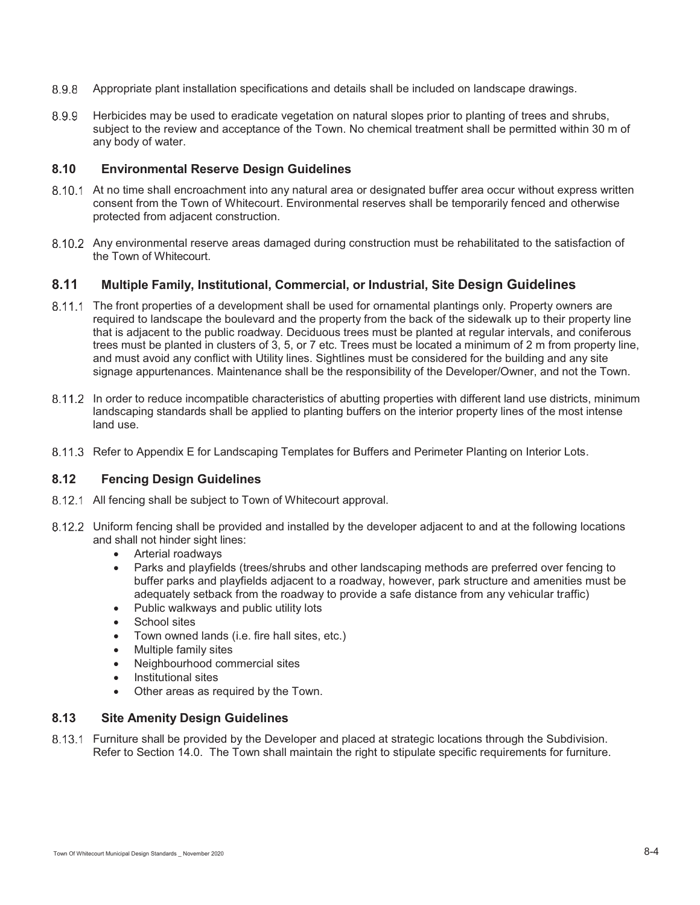8.9.8 Appropriate plant installation specifications and details shall be included on landscape drawings.

8.9.9 Herbicides may be used to eradicate vegetation on natural slopes prior to planting of trees and shrubs, subject to the review and acceptance of the Town. No chemical treatment shall be permitted within 30 m of any body of water.

## 8.10 Environmental Reserve Design Guidelines

8.10.1 At no time shall encroachment into any natural area or designated buffer area occur without express written consent from the Town of Whitecourt. Environmental reserves shall be temporarily fenced and otherwise protected from adjacent construction.

8.10.2 Any environmental reserve areas damaged during construction must be rehabilitated to the satisfaction of the Town of Whitecourt.

## 8.11 Multiple Family, Institutional, Commercial, or Industrial, Site Design Guidelines

8.11.1 The front properties of a development shall be used for ornamental plantings only. Property owners are required to landscape the boulevard and the property from the back of the sidewalk up to their property line that is adjacent to the public roadway. Deciduous trees must be planted at regular intervals, and coniferous trees must be planted in clusters of 3, 5, or 7 etc. Trees must be located a minimum of 2 m from property line, and must avoid any conflict with Utility lines. Sightlines must be considered for the building and any site signage appurtenances. Maintenance shall be the responsibility of the Developer/Owner, and not the Town.

8.11.2 In order to reduce incompatible characteristics of abutting properties with different land use districts, minimum landscaping standards shall be applied to planting buffers on the interior property lines of the most intense land use.

8.11.3 Refer to Appendix E for Landscaping Templates for Buffers and Perimeter Planting on Interior Lots.

## 8.12 Fencing Design Guidelines

8.12.1 All fencing shall be subject to Town of Whitecourt approval.

8.12.2 Uniform fencing shall be provided and installed by the developer adjacent to and at the following locations and shall not hinder sight lines:

- Arterial roadways
- Parks and playfields (trees/shrubs and other landscaping methods are preferred over fencing to buffer parks and playfields adjacent to a roadway, however, park structure and amenities must be adequately setback from the roadway to provide a safe distance from any vehicular traffic)
- Public walkways and public utility lots
- School sites
- Town owned lands (i.e. fire hall sites, etc.)
- Multiple family sites
- Neighbourhood commercial sites
- Institutional sites
- Other areas as required by the Town.

## 8.13 Site Amenity Design Guidelines

8.13.1 Furniture shall be provided by the Developer and placed at strategic locations through the Subdivision. Refer to Section 14.0. The Town shall maintain the right to stipulate specific requirements for furniture.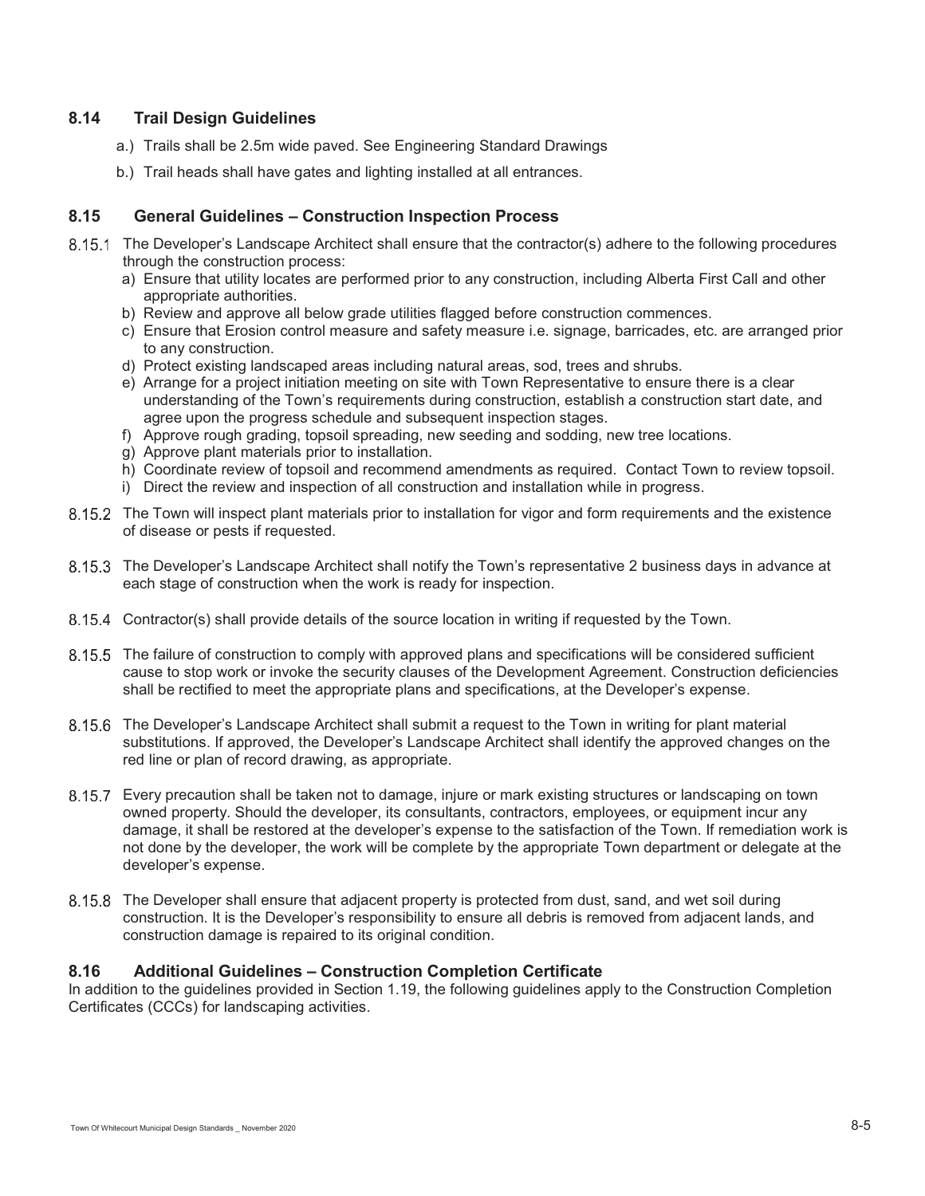## 8.14 Trail Design Guidelines

a.) Trails shall be 2.5m wide paved. See Engineering Standard Drawings

b.) Trail heads shall have gates and lighting installed at all entrances.

## 8.15 General Guidelines – Construction Inspection Process

8.15.1 The Developer's Landscape Architect shall ensure that the contractor(s) adhere to the following procedures through the construction process:

a) Ensure that utility locates are performed prior to any construction, including Alberta First Call and other appropriate authorities.
b) Review and approve all below grade utilities flagged before construction commences.
c) Ensure that Erosion control measure and safety measure i.e. signage, barricades, etc. are arranged prior to any construction.
d) Protect existing landscaped areas including natural areas, sod, trees and shrubs.
e) Arrange for a project initiation meeting on site with Town Representative to ensure there is a clear understanding of the Town's requirements during construction, establish a construction start date, and agree upon the progress schedule and subsequent inspection stages.
f) Approve rough grading, topsoil spreading, new seeding and sodding, new tree locations.
g) Approve plant materials prior to installation.
h) Coordinate review of topsoil and recommend amendments as required. Contact Town to review topsoil.
i) Direct the review and inspection of all construction and installation while in progress.

8.15.2 The Town will inspect plant materials prior to installation for vigor and form requirements and the existence of disease or pests if requested.

8.15.3 The Developer's Landscape Architect shall notify the Town's representative 2 business days in advance at each stage of construction when the work is ready for inspection.

8.15.4 Contractor(s) shall provide details of the source location in writing if requested by the Town.

8.15.5 The failure of construction to comply with approved plans and specifications will be considered sufficient cause to stop work or invoke the security clauses of the Development Agreement. Construction deficiencies shall be rectified to meet the appropriate plans and specifications, at the Developer's expense.

8.15.6 The Developer's Landscape Architect shall submit a request to the Town in writing for plant material substitutions. If approved, the Developer's Landscape Architect shall identify the approved changes on the red line or plan of record drawing, as appropriate.

8.15.7 Every precaution shall be taken not to damage, injure or mark existing structures or landscaping on town owned property. Should the developer, its consultants, contractors, employees, or equipment incur any damage, it shall be restored at the developer's expense to the satisfaction of the Town. If remediation work is not done by the developer, the work will be complete by the appropriate Town department or delegate at the developer's expense.

8.15.8 The Developer shall ensure that adjacent property is protected from dust, sand, and wet soil during construction. It is the Developer's responsibility to ensure all debris is removed from adjacent lands, and construction damage is repaired to its original condition.

## 8.16 Additional Guidelines – Construction Completion Certificate

In addition to the guidelines provided in Section 1.19, the following guidelines apply to the Construction Completion Certificates (CCCs) for landscaping activities.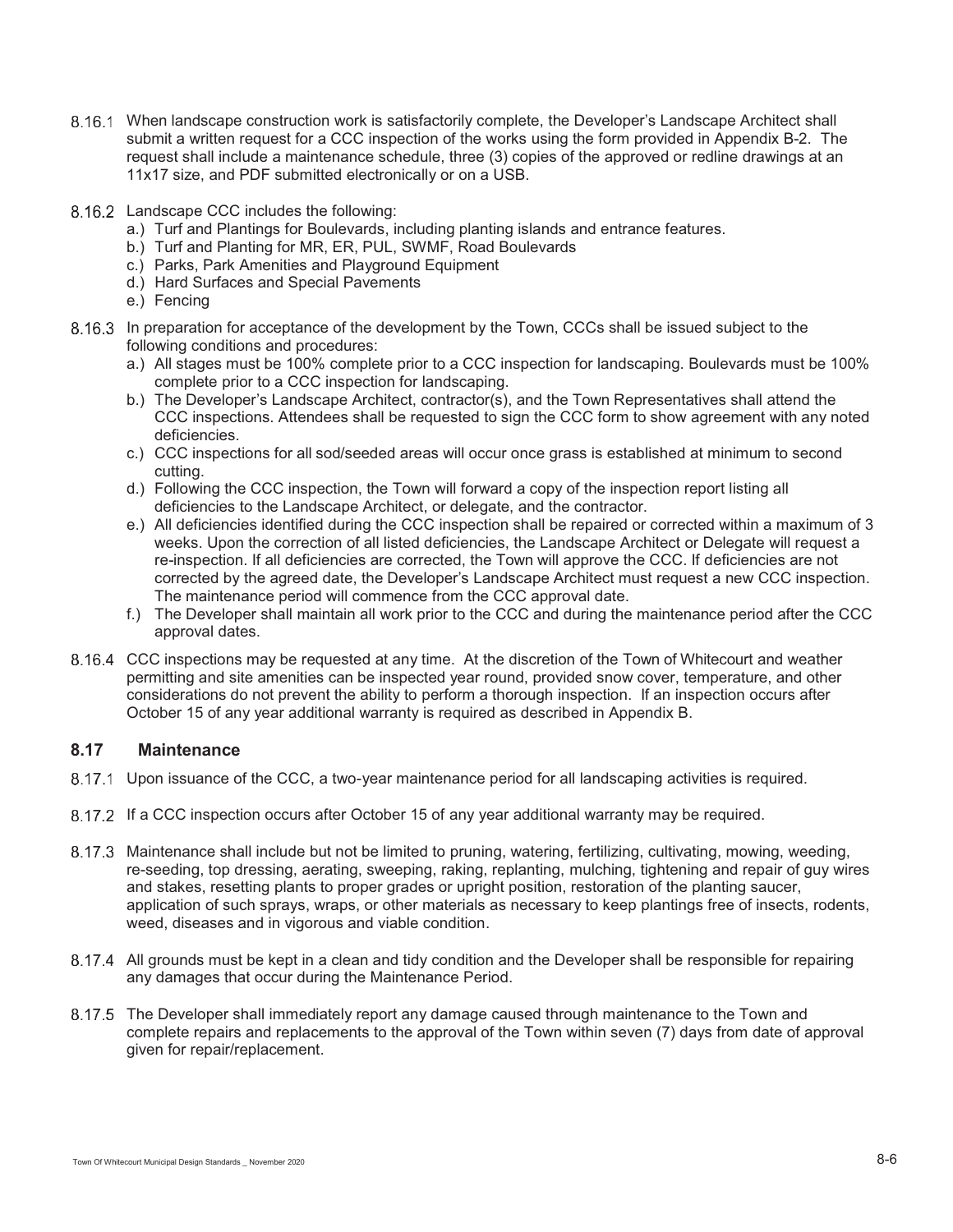8.16.1 When landscape construction work is satisfactorily complete, the Developer's Landscape Architect shall submit a written request for a CCC inspection of the works using the form provided in Appendix B-2. The request shall include a maintenance schedule, three (3) copies of the approved or redline drawings at an 11x17 size, and PDF submitted electronically or on a USB.

8.16.2 Landscape CCC includes the following:

- a.) Turf and Plantings for Boulevards, including planting islands and entrance features.
- b.) Turf and Planting for MR, ER, PUL, SWMF, Road Boulevards
- c.) Parks, Park Amenities and Playground Equipment
- d.) Hard Surfaces and Special Pavements
- e.) Fencing

8.16.3 In preparation for acceptance of the development by the Town, CCCs shall be issued subject to the following conditions and procedures:

- a.) All stages must be 100% complete prior to a CCC inspection for landscaping. Boulevards must be 100% complete prior to a CCC inspection for landscaping.
- b.) The Developer's Landscape Architect, contractor(s), and the Town Representatives shall attend the CCC inspections. Attendees shall be requested to sign the CCC form to show agreement with any noted deficiencies.
- c.) CCC inspections for all sod/seeded areas will occur once grass is established at minimum to second cutting.
- d.) Following the CCC inspection, the Town will forward a copy of the inspection report listing all deficiencies to the Landscape Architect, or delegate, and the contractor.
- e.) All deficiencies identified during the CCC inspection shall be repaired or corrected within a maximum of 3 weeks. Upon the correction of all listed deficiencies, the Landscape Architect or Delegate will request a re-inspection. If all deficiencies are corrected, the Town will approve the CCC. If deficiencies are not corrected by the agreed date, the Developer's Landscape Architect must request a new CCC inspection. The maintenance period will commence from the CCC approval date.
- f.) The Developer shall maintain all work prior to the CCC and during the maintenance period after the CCC approval dates.

8.16.4 CCC inspections may be requested at any time. At the discretion of the Town of Whitecourt and weather permitting and site amenities can be inspected year round, provided snow cover, temperature, and other considerations do not prevent the ability to perform a thorough inspection. If an inspection occurs after October 15 of any year additional warranty is required as described in Appendix B.

## 8.17 Maintenance

8.17.1 Upon issuance of the CCC, a two-year maintenance period for all landscaping activities is required.

8.17.2 If a CCC inspection occurs after October 15 of any year additional warranty may be required.

8.17.3 Maintenance shall include but not be limited to pruning, watering, fertilizing, cultivating, mowing, weeding, re-seeding, top dressing, aerating, sweeping, raking, replanting, mulching, tightening and repair of guy wires and stakes, resetting plants to proper grades or upright position, restoration of the planting saucer, application of such sprays, wraps, or other materials as necessary to keep plantings free of insects, rodents, weed, diseases and in vigorous and viable condition.

8.17.4 All grounds must be kept in a clean and tidy condition and the Developer shall be responsible for repairing any damages that occur during the Maintenance Period.

8.17.5 The Developer shall immediately report any damage caused through maintenance to the Town and complete repairs and replacements to the approval of the Town within seven (7) days from date of approval given for repair/replacement.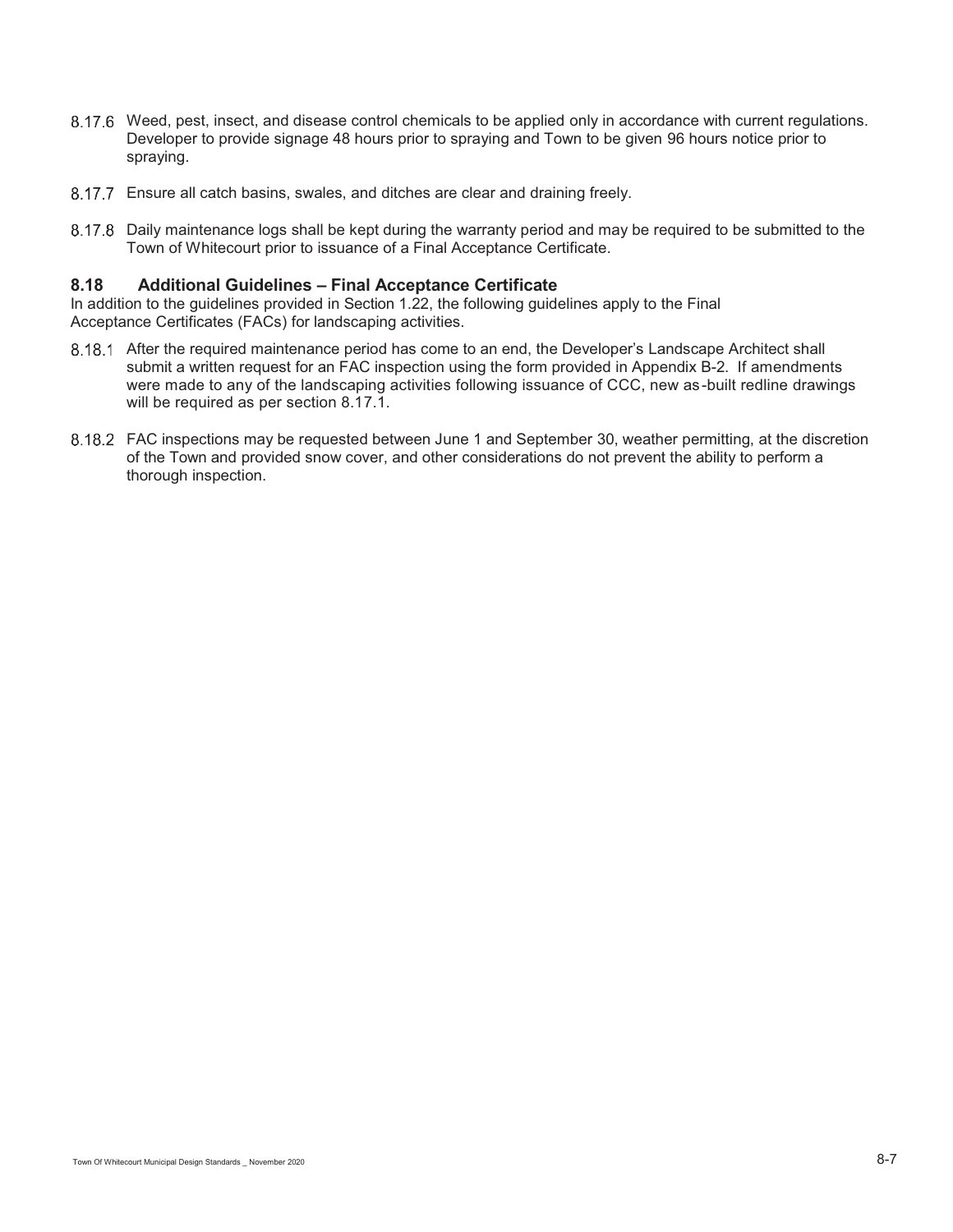8.17.6 Weed, pest, insect, and disease control chemicals to be applied only in accordance with current regulations. Developer to provide signage 48 hours prior to spraying and Town to be given 96 hours notice prior to spraying.

8.17.7 Ensure all catch basins, swales, and ditches are clear and draining freely.

8.17.8 Daily maintenance logs shall be kept during the warranty period and may be required to be submitted to the Town of Whitecourt prior to issuance of a Final Acceptance Certificate.

## 8.18 Additional Guidelines – Final Acceptance Certificate

In addition to the guidelines provided in Section 1.22, the following guidelines apply to the Final Acceptance Certificates (FACs) for landscaping activities.

8.18.1 After the required maintenance period has come to an end, the Developer's Landscape Architect shall submit a written request for an FAC inspection using the form provided in Appendix B-2. If amendments were made to any of the landscaping activities following issuance of CCC, new as-built redline drawings will be required as per section 8.17.1.

8.18.2 FAC inspections may be requested between June 1 and September 30, weather permitting, at the discretion of the Town and provided snow cover, and other considerations do not prevent the ability to perform a thorough inspection.